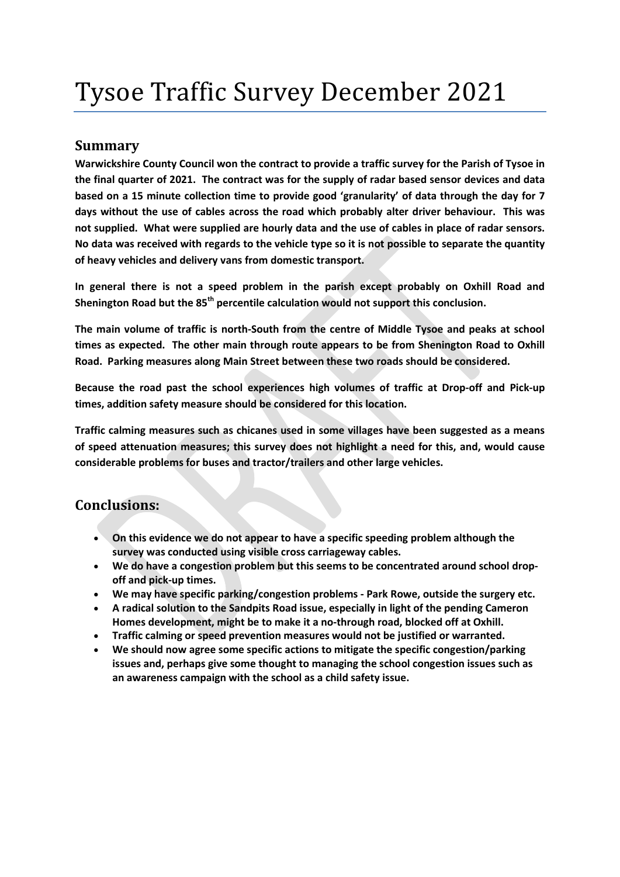# Tysoe Traffic Survey December 2021

## Summary

**Warwickshire County Council won the contract to provide a traffic survey for the Parish of Tysoe in the final quarter of 2021. The contract was for the supply of radar based sensor devices and data based on a 15 minute collection time to provide good 'granularity' of data through the day for 7 days without the use of cables across the road which probably alter driver behaviour. This was not supplied. What were supplied are hourly data and the use of cables in place of radar sensors. No data was received with regards to the vehicle type so it is not possible to separate the quantity of heavy vehicles and delivery vans from domestic transport.**

**In general there is not a speed problem in the parish except probably on Oxhill Road and Shenington Road but the 85th percentile calculation would not support this conclusion.**

**The main volume of traffic is north-South from the centre of Middle Tysoe and peaks at school times as expected. The other main through route appears to be from Shenington Road to Oxhill Road. Parking measures along Main Street between these two roads should be considered.**

**Because the road past the school experiences high volumes of traffic at Drop-off and Pick-up times, addition safety measure should be considered for this location.**

**Traffic calming measures such as chicanes used in some villages have been suggested as a means of speed attenuation measures; this survey does not highlight a need for this, and, would cause considerable problems for buses and tractor/trailers and other large vehicles.**

## Conclusions:

- **On this evidence we do not appear to have a specific speeding problem although the survey was conducted using visible cross carriageway cables.**
- **We do have a congestion problem but this seems to be concentrated around school drop-off and pick-up times.**
- **We may have specific parking/congestion problems - Park Rowe, outside the surgery etc.**
- **A radical solution to the Sandpits Road issue, especially in light of the pending Cameron Homes development, might be to make it a no-through road, blocked off at Oxhill.**
- **Traffic calming or speed prevention measures would not be justified or warranted.**
- **We should now agree some specific actions to mitigate the specific congestion/parking issues and, perhaps give some thought to managing the school congestion issues such as an awareness campaign with the school as a child safety issue.**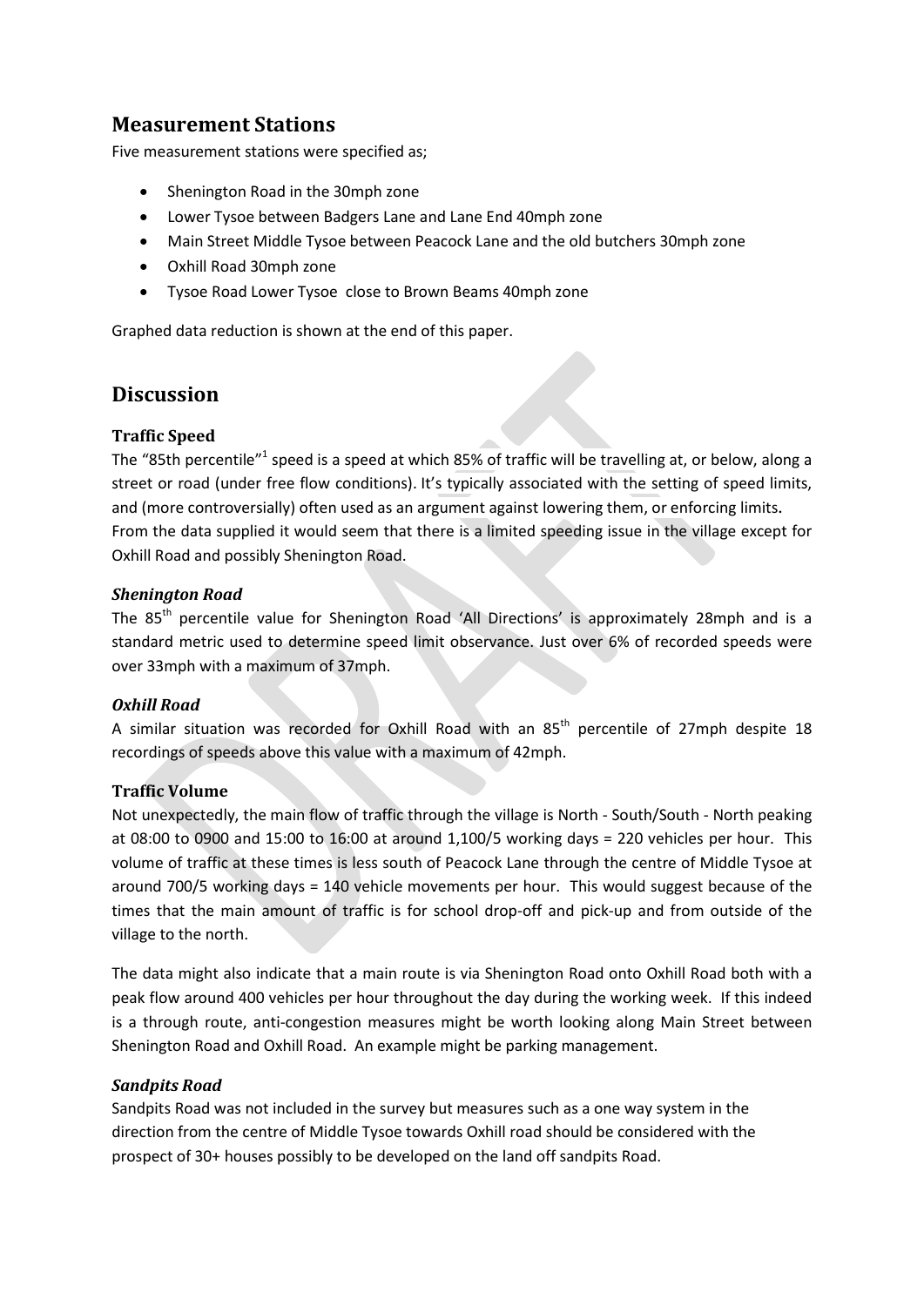## Measurement Stations

Five measurement stations were specified as;

- Shenington Road in the 30mph zone
- Lower Tysoe between Badgers Lane and Lane End 40mph zone
- Main Street Middle Tysoe between Peacock Lane and the old butchers 30mph zone
- Oxhill Road 30mph zone
- Tysoe Road Lower Tysoe close to Brown Beams 40mph zone

Graphed data reduction is shown at the end of this paper.

## Discussion

### Traffic Speed

The "85th percentile"[1] speed is a speed at which 85% of traffic will be travelling at, or below, along a street or road (under free flow conditions). It's typically associated with the setting of speed limits, and (more controversially) often used as an argument against lowering them, or enforcing limits.
From the data supplied it would seem that there is a limited speeding issue in the village except for Oxhill Road and possibly Shenington Road.

#### *Shenington Road*

The 85th percentile value for Shenington Road 'All Directions' is approximately 28mph and is a standard metric used to determine speed limit observance. Just over 6% of recorded speeds were over 33mph with a maximum of 37mph.

#### *Oxhill Road*

A similar situation was recorded for Oxhill Road with an 85th percentile of 27mph despite 18 recordings of speeds above this value with a maximum of 42mph.

### Traffic Volume

Not unexpectedly, the main flow of traffic through the village is North - South/South - North peaking at 08:00 to 0900 and 15:00 to 16:00 at around 1,100/5 working days = 220 vehicles per hour. This volume of traffic at these times is less south of Peacock Lane through the centre of Middle Tysoe at around 700/5 working days = 140 vehicle movements per hour. This would suggest because of the times that the main amount of traffic is for school drop-off and pick-up and from outside of the village to the north.

The data might also indicate that a main route is via Shenington Road onto Oxhill Road both with a peak flow around 400 vehicles per hour throughout the day during the working week. If this indeed is a through route, anti-congestion measures might be worth looking along Main Street between Shenington Road and Oxhill Road. An example might be parking management.

#### *Sandpits Road*

Sandpits Road was not included in the survey but measures such as a one way system in the direction from the centre of Middle Tysoe towards Oxhill road should be considered with the prospect of 30+ houses possibly to be developed on the land off sandpits Road.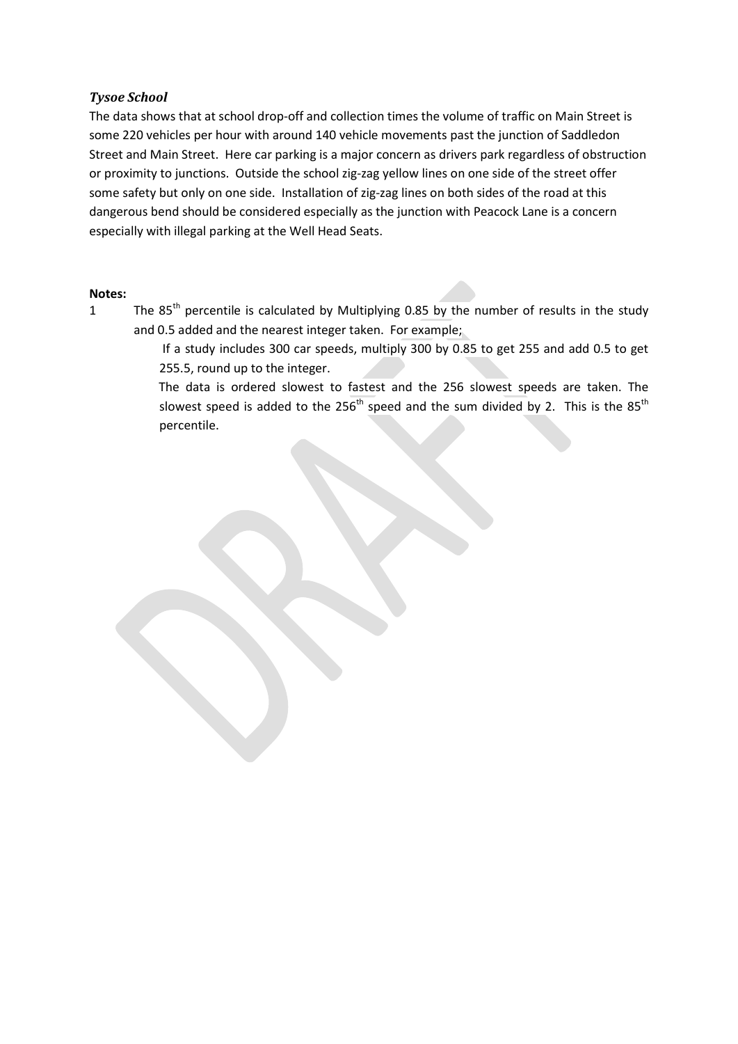### *Tysoe School*

The data shows that at school drop-off and collection times the volume of traffic on Main Street is some 220 vehicles per hour with around 140 vehicle movements past the junction of Saddledon Street and Main Street. Here car parking is a major concern as drivers park regardless of obstruction or proximity to junctions. Outside the school zig-zag yellow lines on one side of the street offer some safety but only on one side. Installation of zig-zag lines on both sides of the road at this dangerous bend should be considered especially as the junction with Peacock Lane is a concern especially with illegal parking at the Well Head Seats.

**Notes:**

1. The 85th percentile is calculated by Multiplying 0.85 by the number of results in the study and 0.5 added and the nearest integer taken. For example;

   If a study includes 300 car speeds, multiply 300 by 0.85 to get 255 and add 0.5 to get 255.5, round up to the integer.

   The data is ordered slowest to fastest and the 256 slowest speeds are taken. The slowest speed is added to the 256th speed and the sum divided by 2. This is the 85th percentile.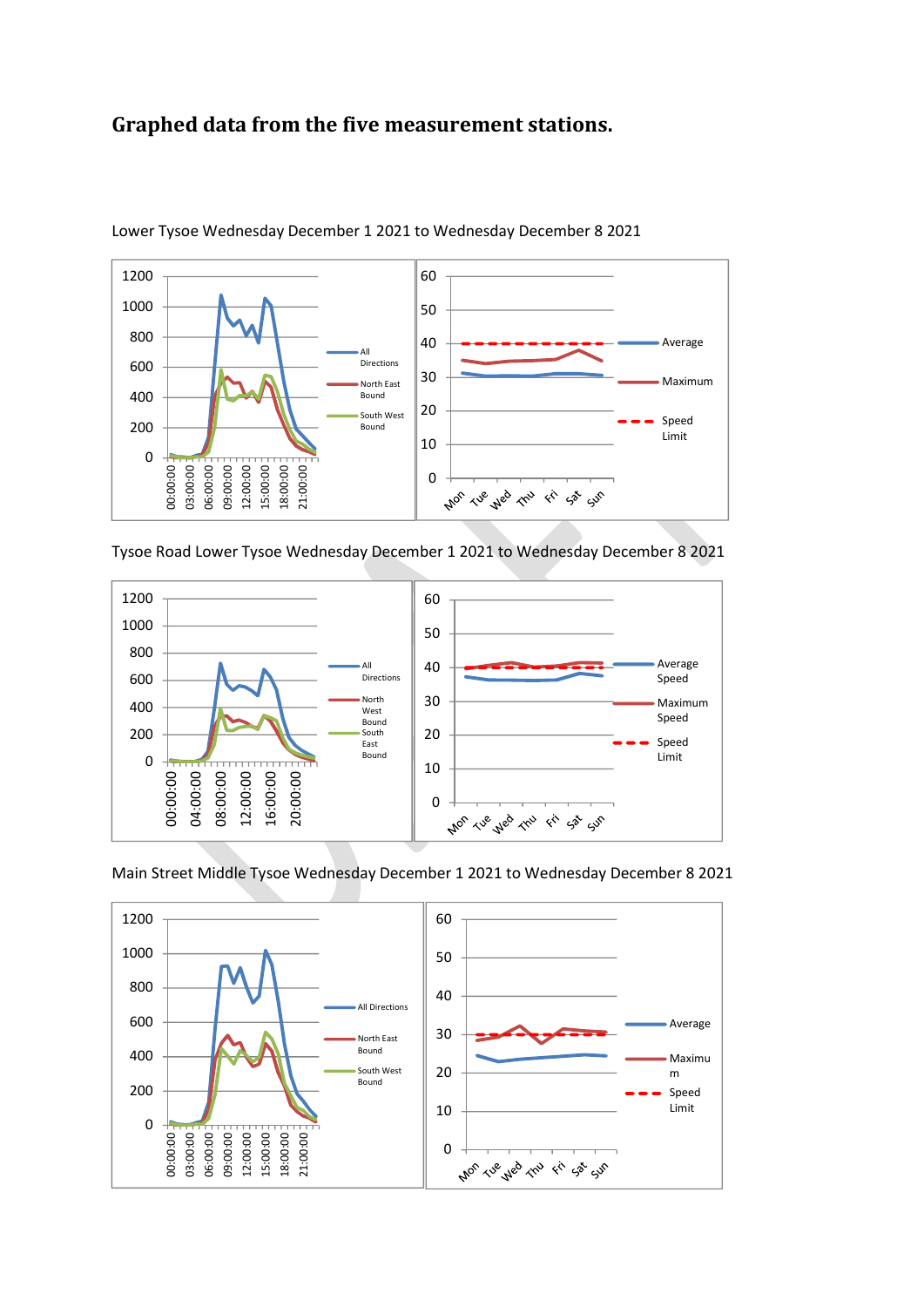# Graphed data from the five measurement stations.

Lower Tysoe Wednesday December 1 2021 to Wednesday December 8 2021

Tysoe Road Lower Tysoe Wednesday December 1 2021 to Wednesday December 8 2021

Main Street Middle Tysoe Wednesday December 1 2021 to Wednesday December 8 2021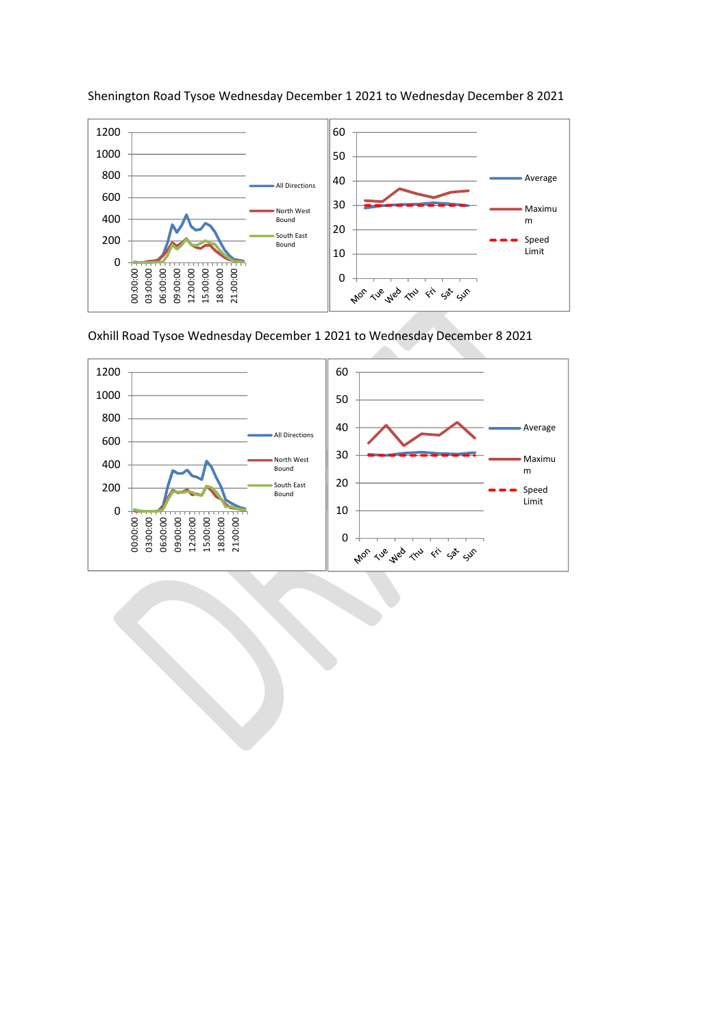Shenington Road Tysoe Wednesday December 1 2021 to Wednesday December 8 2021

1200
1000
800
600
400
200
0

00:00:00
03:00:00
06:00:00
09:00:00
12:00:00
15:00:00
18:00:00
21:00:00

All Directions
North West Bound
South East Bound

60
50
40
30
20
10
0

Mon
Tue
Wed
Thu
Fri
Sat
Sun

Average
Maximum
Speed Limit

Oxhill Road Tysoe Wednesday December 1 2021 to Wednesday December 8 2021

1200
1000
800
600
400
200
0

00:00:00
03:00:00
06:00:00
09:00:00
12:00:00
15:00:00
18:00:00
21:00:00

All Directions
North West Bound
South East Bound

60
50
40
30
20
10
0

Mon
Tue
Wed
Thu
Fri
Sat
Sun

Average
Maximum
Speed Limit